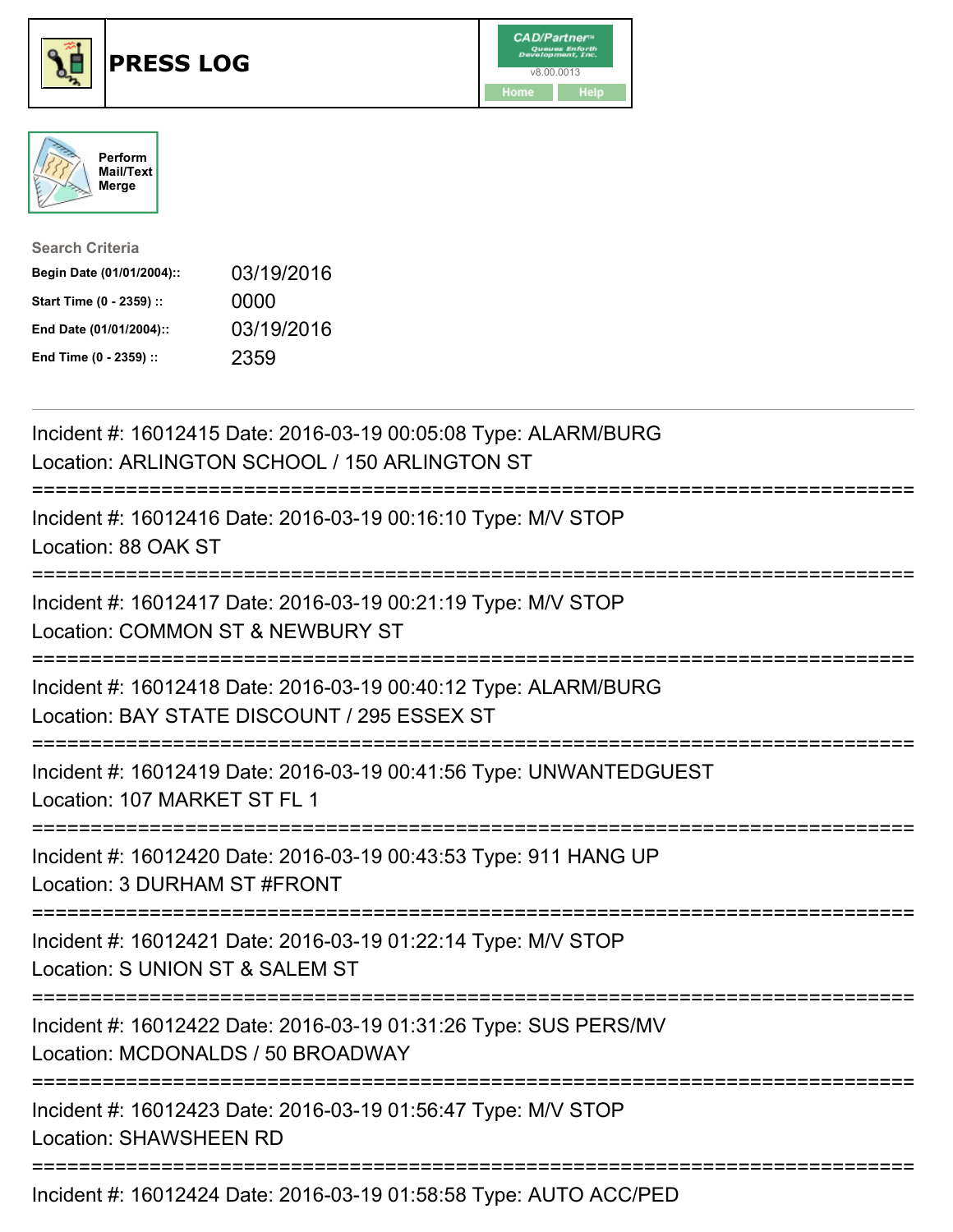# PRESS LOG

CAD/Partner v8.00.0013

Home | Help

Perform Mail/Text Merge

**Search Criteria**

| | |
|---|---|
| **Begin Date (01/01/2004)::** | 03/19/2016 |
| **Start Time (0 - 2359) ::** | 0000 |
| **End Date (01/01/2004)::** | 03/19/2016 |
| **End Time (0 - 2359) ::** | 2359 |

---

Incident #: 16012415 Date: 2016-03-19 00:05:08 Type: ALARM/BURG
Location: ARLINGTON SCHOOL / 150 ARLINGTON ST

===========================================================================

Incident #: 16012416 Date: 2016-03-19 00:16:10 Type: M/V STOP
Location: 88 OAK ST

===========================================================================

Incident #: 16012417 Date: 2016-03-19 00:21:19 Type: M/V STOP
Location: COMMON ST & NEWBURY ST

===========================================================================

Incident #: 16012418 Date: 2016-03-19 00:40:12 Type: ALARM/BURG
Location: BAY STATE DISCOUNT / 295 ESSEX ST

===========================================================================

Incident #: 16012419 Date: 2016-03-19 00:41:56 Type: UNWANTEDGUEST
Location: 107 MARKET ST FL 1

===========================================================================

Incident #: 16012420 Date: 2016-03-19 00:43:53 Type: 911 HANG UP
Location: 3 DURHAM ST #FRONT

===========================================================================

Incident #: 16012421 Date: 2016-03-19 01:22:14 Type: M/V STOP
Location: S UNION ST & SALEM ST

===========================================================================

Incident #: 16012422 Date: 2016-03-19 01:31:26 Type: SUS PERS/MV
Location: MCDONALDS / 50 BROADWAY

===========================================================================

Incident #: 16012423 Date: 2016-03-19 01:56:47 Type: M/V STOP
Location: SHAWSHEEN RD

===========================================================================

Incident #: 16012424 Date: 2016-03-19 01:58:58 Type: AUTO ACC/PED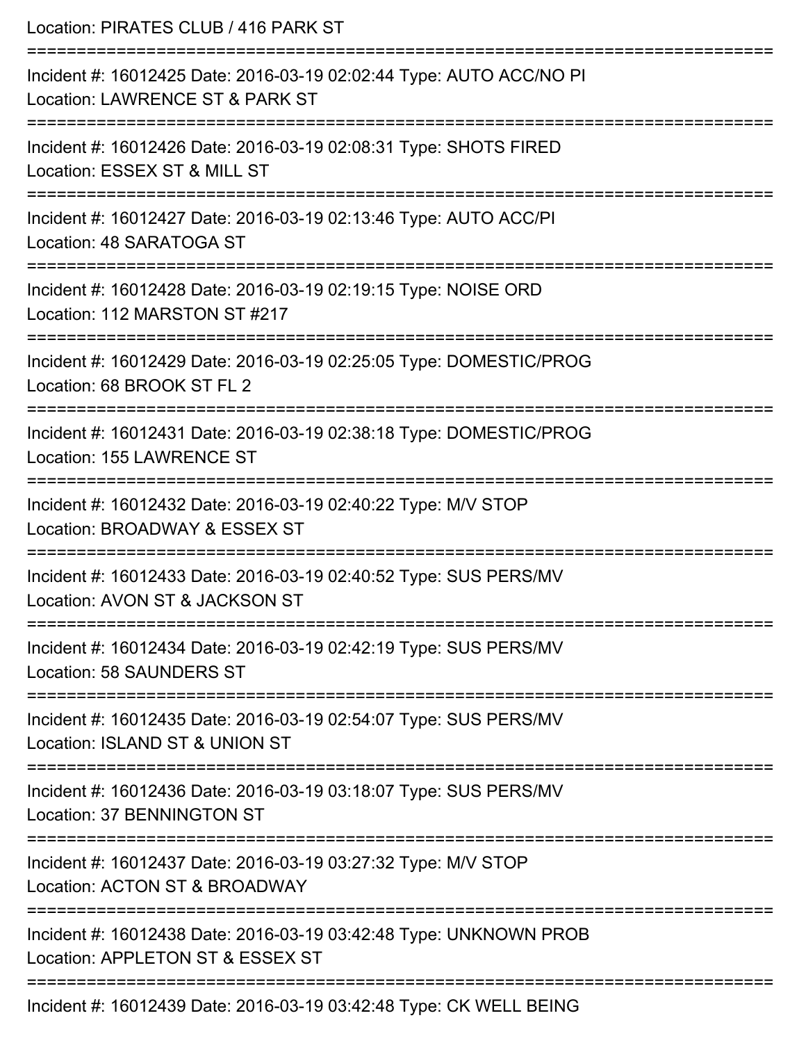Location: PIRATES CLUB / 416 PARK ST

===========================================================================

Incident #: 16012425 Date: 2016-03-19 02:02:44 Type: AUTO ACC/NO PI

Location: LAWRENCE ST & PARK ST

===========================================================================

Incident #: 16012426 Date: 2016-03-19 02:08:31 Type: SHOTS FIRED

Location: ESSEX ST & MILL ST

===========================================================================

Incident #: 16012427 Date: 2016-03-19 02:13:46 Type: AUTO ACC/PI

Location: 48 SARATOGA ST

===========================================================================

Incident #: 16012428 Date: 2016-03-19 02:19:15 Type: NOISE ORD

Location: 112 MARSTON ST #217

===========================================================================

Incident #: 16012429 Date: 2016-03-19 02:25:05 Type: DOMESTIC/PROG

Location: 68 BROOK ST FL 2

===========================================================================

Incident #: 16012431 Date: 2016-03-19 02:38:18 Type: DOMESTIC/PROG

Location: 155 LAWRENCE ST

===========================================================================

Incident #: 16012432 Date: 2016-03-19 02:40:22 Type: M/V STOP

Location: BROADWAY & ESSEX ST

===========================================================================

Incident #: 16012433 Date: 2016-03-19 02:40:52 Type: SUS PERS/MV

Location: AVON ST & JACKSON ST

===========================================================================

Incident #: 16012434 Date: 2016-03-19 02:42:19 Type: SUS PERS/MV

Location: 58 SAUNDERS ST

===========================================================================

Incident #: 16012435 Date: 2016-03-19 02:54:07 Type: SUS PERS/MV

Location: ISLAND ST & UNION ST

===========================================================================

Incident #: 16012436 Date: 2016-03-19 03:18:07 Type: SUS PERS/MV

Location: 37 BENNINGTON ST

===========================================================================

Incident #: 16012437 Date: 2016-03-19 03:27:32 Type: M/V STOP

Location: ACTON ST & BROADWAY

===========================================================================

Incident #: 16012438 Date: 2016-03-19 03:42:48 Type: UNKNOWN PROB

Location: APPLETON ST & ESSEX ST

===========================================================================

Incident #: 16012439 Date: 2016-03-19 03:42:48 Type: CK WELL BEING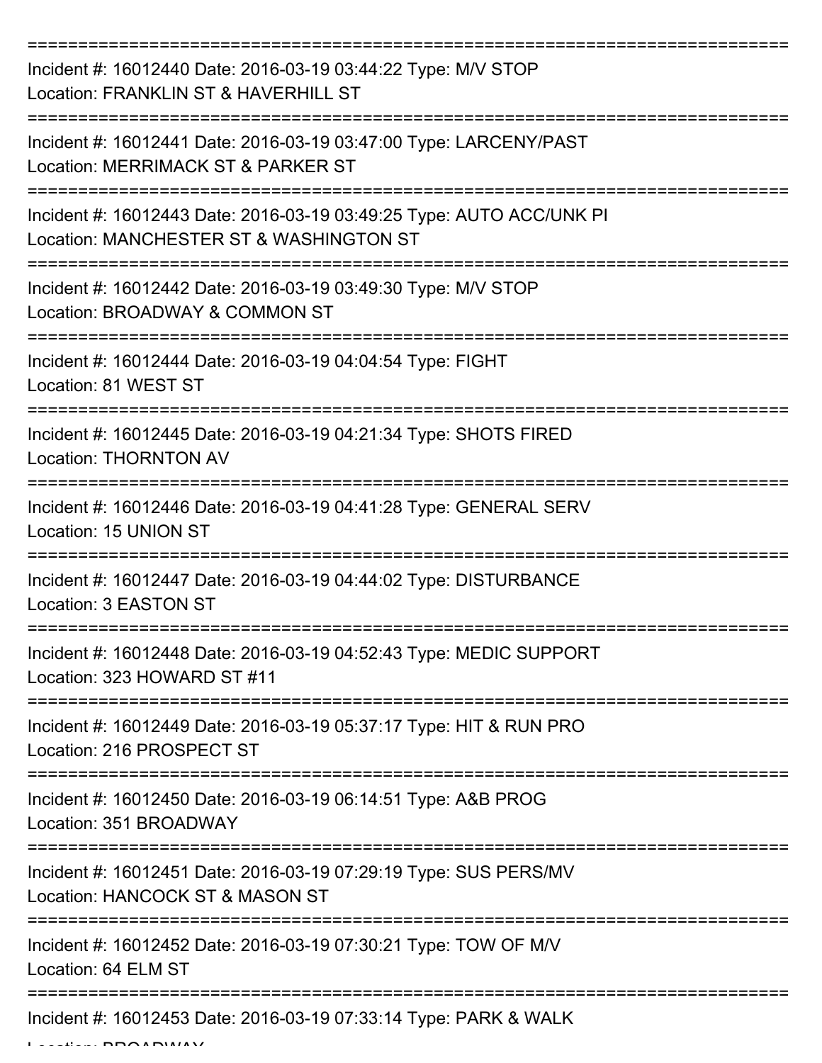===========================================================================

Incident #: 16012440 Date: 2016-03-19 03:44:22 Type: M/V STOP
Location: FRANKLIN ST & HAVERHILL ST

===========================================================================

Incident #: 16012441 Date: 2016-03-19 03:47:00 Type: LARCENY/PAST
Location: MERRIMACK ST & PARKER ST

===========================================================================

Incident #: 16012443 Date: 2016-03-19 03:49:25 Type: AUTO ACC/UNK PI
Location: MANCHESTER ST & WASHINGTON ST

===========================================================================

Incident #: 16012442 Date: 2016-03-19 03:49:30 Type: M/V STOP
Location: BROADWAY & COMMON ST

===========================================================================

Incident #: 16012444 Date: 2016-03-19 04:04:54 Type: FIGHT
Location: 81 WEST ST

===========================================================================

Incident #: 16012445 Date: 2016-03-19 04:21:34 Type: SHOTS FIRED
Location: THORNTON AV

===========================================================================

Incident #: 16012446 Date: 2016-03-19 04:41:28 Type: GENERAL SERV
Location: 15 UNION ST

===========================================================================

Incident #: 16012447 Date: 2016-03-19 04:44:02 Type: DISTURBANCE
Location: 3 EASTON ST

===========================================================================

Incident #: 16012448 Date: 2016-03-19 04:52:43 Type: MEDIC SUPPORT
Location: 323 HOWARD ST #11

===========================================================================

Incident #: 16012449 Date: 2016-03-19 05:37:17 Type: HIT & RUN PRO
Location: 216 PROSPECT ST

===========================================================================

Incident #: 16012450 Date: 2016-03-19 06:14:51 Type: A&B PROG
Location: 351 BROADWAY

===========================================================================

Incident #: 16012451 Date: 2016-03-19 07:29:19 Type: SUS PERS/MV
Location: HANCOCK ST & MASON ST

===========================================================================

Incident #: 16012452 Date: 2016-03-19 07:30:21 Type: TOW OF M/V
Location: 64 ELM ST

===========================================================================

Incident #: 16012453 Date: 2016-03-19 07:33:14 Type: PARK & WALK
Location: BROADWAY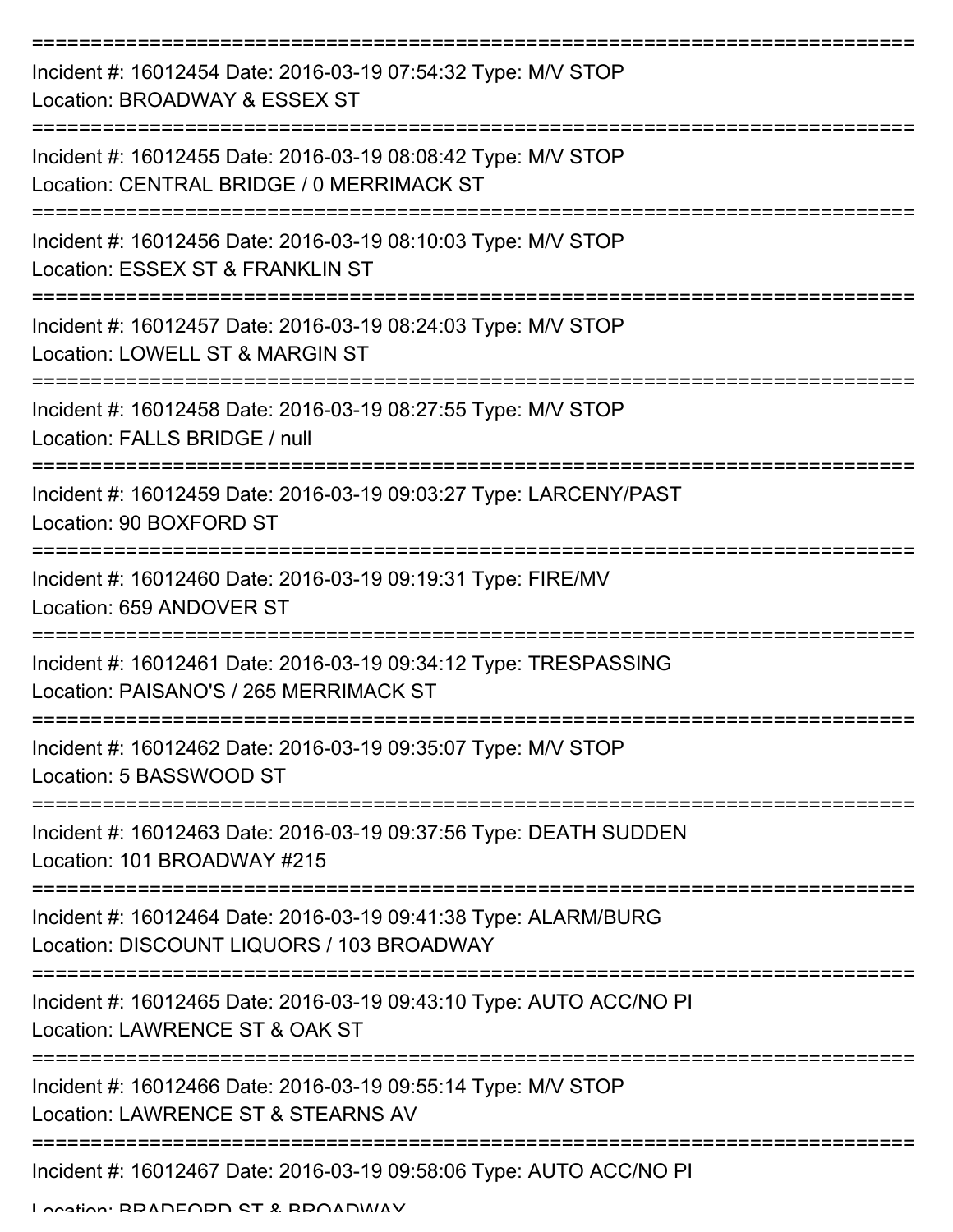===========================================================================

Incident #: 16012454 Date: 2016-03-19 07:54:32 Type: M/V STOP
Location: BROADWAY & ESSEX ST

===========================================================================

Incident #: 16012455 Date: 2016-03-19 08:08:42 Type: M/V STOP
Location: CENTRAL BRIDGE / 0 MERRIMACK ST

===========================================================================

Incident #: 16012456 Date: 2016-03-19 08:10:03 Type: M/V STOP
Location: ESSEX ST & FRANKLIN ST

===========================================================================

Incident #: 16012457 Date: 2016-03-19 08:24:03 Type: M/V STOP
Location: LOWELL ST & MARGIN ST

===========================================================================

Incident #: 16012458 Date: 2016-03-19 08:27:55 Type: M/V STOP
Location: FALLS BRIDGE / null

===========================================================================

Incident #: 16012459 Date: 2016-03-19 09:03:27 Type: LARCENY/PAST
Location: 90 BOXFORD ST

===========================================================================

Incident #: 16012460 Date: 2016-03-19 09:19:31 Type: FIRE/MV
Location: 659 ANDOVER ST

===========================================================================

Incident #: 16012461 Date: 2016-03-19 09:34:12 Type: TRESPASSING
Location: PAISANO'S / 265 MERRIMACK ST

===========================================================================

Incident #: 16012462 Date: 2016-03-19 09:35:07 Type: M/V STOP
Location: 5 BASSWOOD ST

===========================================================================

Incident #: 16012463 Date: 2016-03-19 09:37:56 Type: DEATH SUDDEN
Location: 101 BROADWAY #215

===========================================================================

Incident #: 16012464 Date: 2016-03-19 09:41:38 Type: ALARM/BURG
Location: DISCOUNT LIQUORS / 103 BROADWAY

===========================================================================

Incident #: 16012465 Date: 2016-03-19 09:43:10 Type: AUTO ACC/NO PI
Location: LAWRENCE ST & OAK ST

===========================================================================

Incident #: 16012466 Date: 2016-03-19 09:55:14 Type: M/V STOP
Location: LAWRENCE ST & STEARNS AV

===========================================================================

Incident #: 16012467 Date: 2016-03-19 09:58:06 Type: AUTO ACC/NO PI
Location: BRADFORD ST & BROADWAY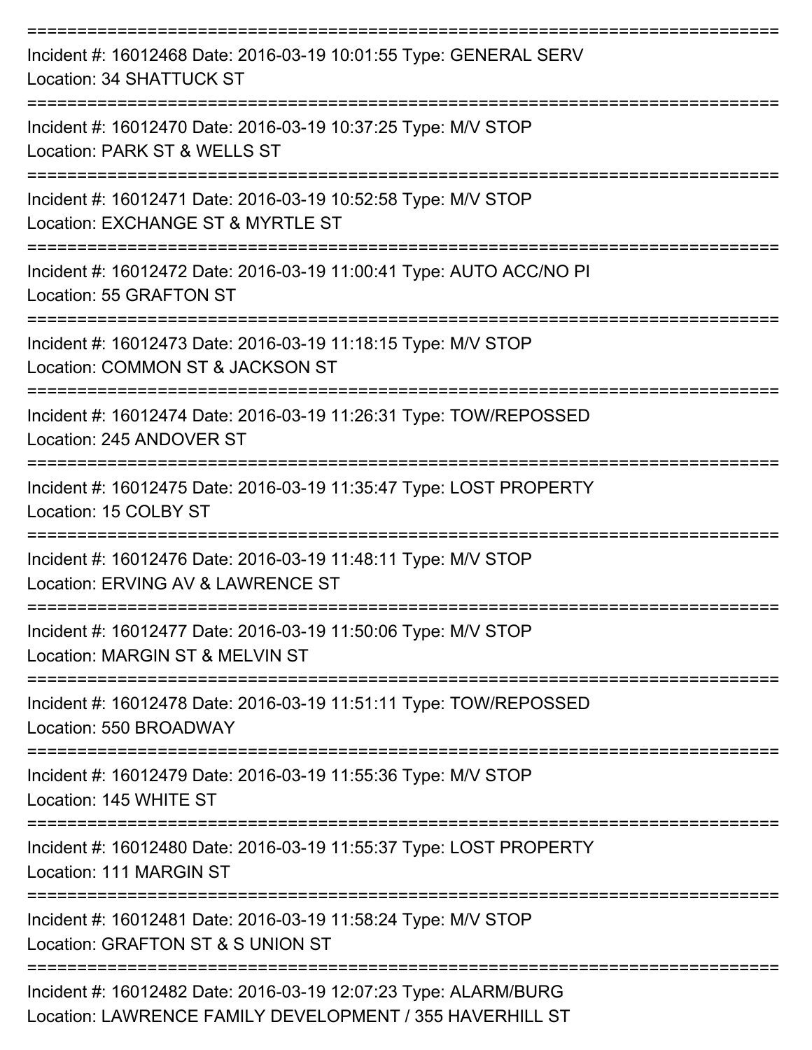===========================================================================

Incident #: 16012468 Date: 2016-03-19 10:01:55 Type: GENERAL SERV
Location: 34 SHATTUCK ST

===========================================================================

Incident #: 16012470 Date: 2016-03-19 10:37:25 Type: M/V STOP
Location: PARK ST & WELLS ST

===========================================================================

Incident #: 16012471 Date: 2016-03-19 10:52:58 Type: M/V STOP
Location: EXCHANGE ST & MYRTLE ST

===========================================================================

Incident #: 16012472 Date: 2016-03-19 11:00:41 Type: AUTO ACC/NO PI
Location: 55 GRAFTON ST

===========================================================================

Incident #: 16012473 Date: 2016-03-19 11:18:15 Type: M/V STOP
Location: COMMON ST & JACKSON ST

===========================================================================

Incident #: 16012474 Date: 2016-03-19 11:26:31 Type: TOW/REPOSSED
Location: 245 ANDOVER ST

===========================================================================

Incident #: 16012475 Date: 2016-03-19 11:35:47 Type: LOST PROPERTY
Location: 15 COLBY ST

===========================================================================

Incident #: 16012476 Date: 2016-03-19 11:48:11 Type: M/V STOP
Location: ERVING AV & LAWRENCE ST

===========================================================================

Incident #: 16012477 Date: 2016-03-19 11:50:06 Type: M/V STOP
Location: MARGIN ST & MELVIN ST

===========================================================================

Incident #: 16012478 Date: 2016-03-19 11:51:11 Type: TOW/REPOSSED
Location: 550 BROADWAY

===========================================================================

Incident #: 16012479 Date: 2016-03-19 11:55:36 Type: M/V STOP
Location: 145 WHITE ST

===========================================================================

Incident #: 16012480 Date: 2016-03-19 11:55:37 Type: LOST PROPERTY
Location: 111 MARGIN ST

===========================================================================

Incident #: 16012481 Date: 2016-03-19 11:58:24 Type: M/V STOP
Location: GRAFTON ST & S UNION ST

===========================================================================

Incident #: 16012482 Date: 2016-03-19 12:07:23 Type: ALARM/BURG
Location: LAWRENCE FAMILY DEVELOPMENT / 355 HAVERHILL ST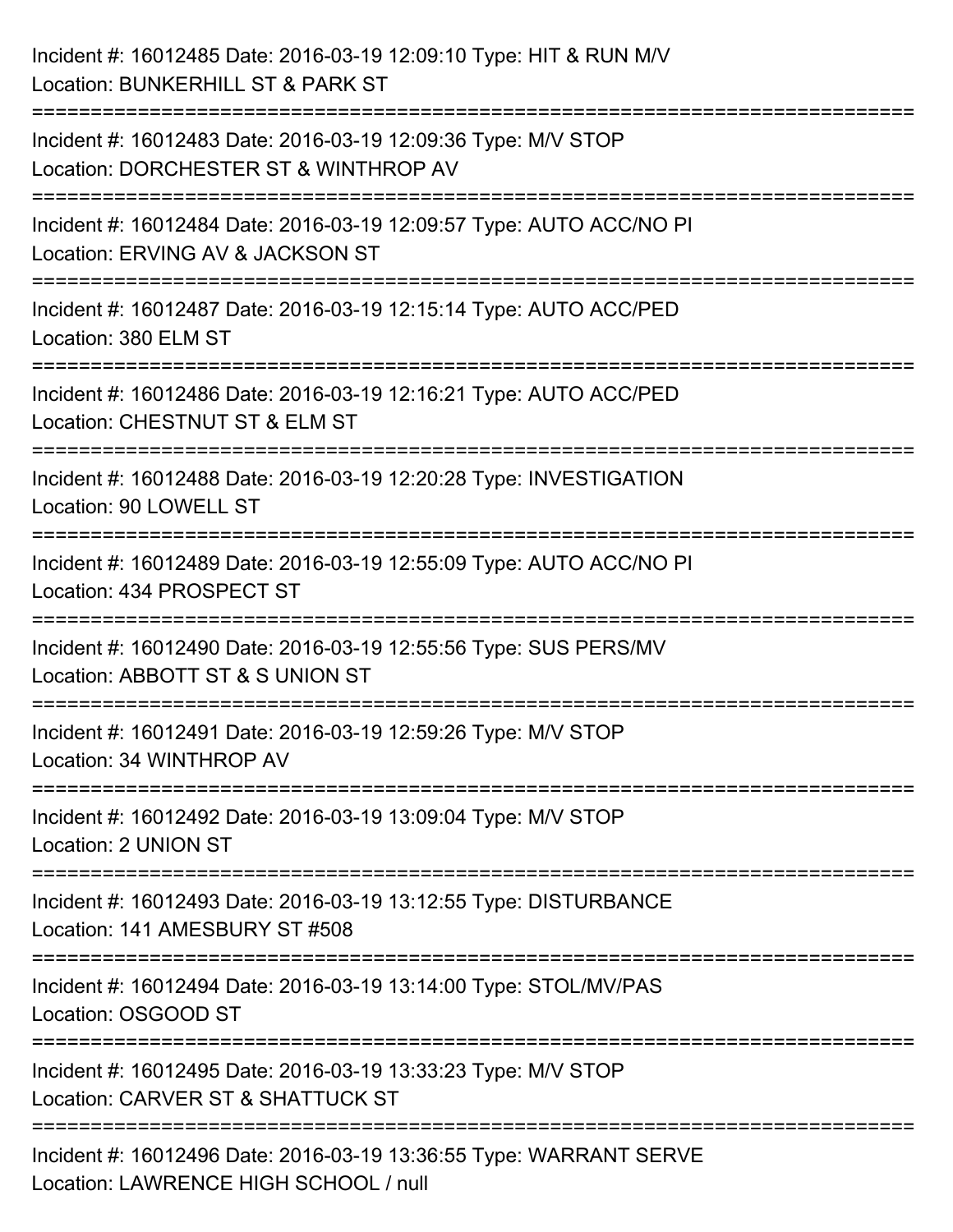Incident #: 16012485 Date: 2016-03-19 12:09:10 Type: HIT & RUN M/V
Location: BUNKERHILL ST & PARK ST

===========================================================================

Incident #: 16012483 Date: 2016-03-19 12:09:36 Type: M/V STOP
Location: DORCHESTER ST & WINTHROP AV

===========================================================================

Incident #: 16012484 Date: 2016-03-19 12:09:57 Type: AUTO ACC/NO PI
Location: ERVING AV & JACKSON ST

===========================================================================

Incident #: 16012487 Date: 2016-03-19 12:15:14 Type: AUTO ACC/PED
Location: 380 ELM ST

===========================================================================

Incident #: 16012486 Date: 2016-03-19 12:16:21 Type: AUTO ACC/PED
Location: CHESTNUT ST & ELM ST

===========================================================================

Incident #: 16012488 Date: 2016-03-19 12:20:28 Type: INVESTIGATION
Location: 90 LOWELL ST

===========================================================================

Incident #: 16012489 Date: 2016-03-19 12:55:09 Type: AUTO ACC/NO PI
Location: 434 PROSPECT ST

===========================================================================

Incident #: 16012490 Date: 2016-03-19 12:55:56 Type: SUS PERS/MV
Location: ABBOTT ST & S UNION ST

===========================================================================

Incident #: 16012491 Date: 2016-03-19 12:59:26 Type: M/V STOP
Location: 34 WINTHROP AV

===========================================================================

Incident #: 16012492 Date: 2016-03-19 13:09:04 Type: M/V STOP
Location: 2 UNION ST

===========================================================================

Incident #: 16012493 Date: 2016-03-19 13:12:55 Type: DISTURBANCE
Location: 141 AMESBURY ST #508

===========================================================================

Incident #: 16012494 Date: 2016-03-19 13:14:00 Type: STOL/MV/PAS
Location: OSGOOD ST

===========================================================================

Incident #: 16012495 Date: 2016-03-19 13:33:23 Type: M/V STOP
Location: CARVER ST & SHATTUCK ST

===========================================================================

Incident #: 16012496 Date: 2016-03-19 13:36:55 Type: WARRANT SERVE
Location: LAWRENCE HIGH SCHOOL / null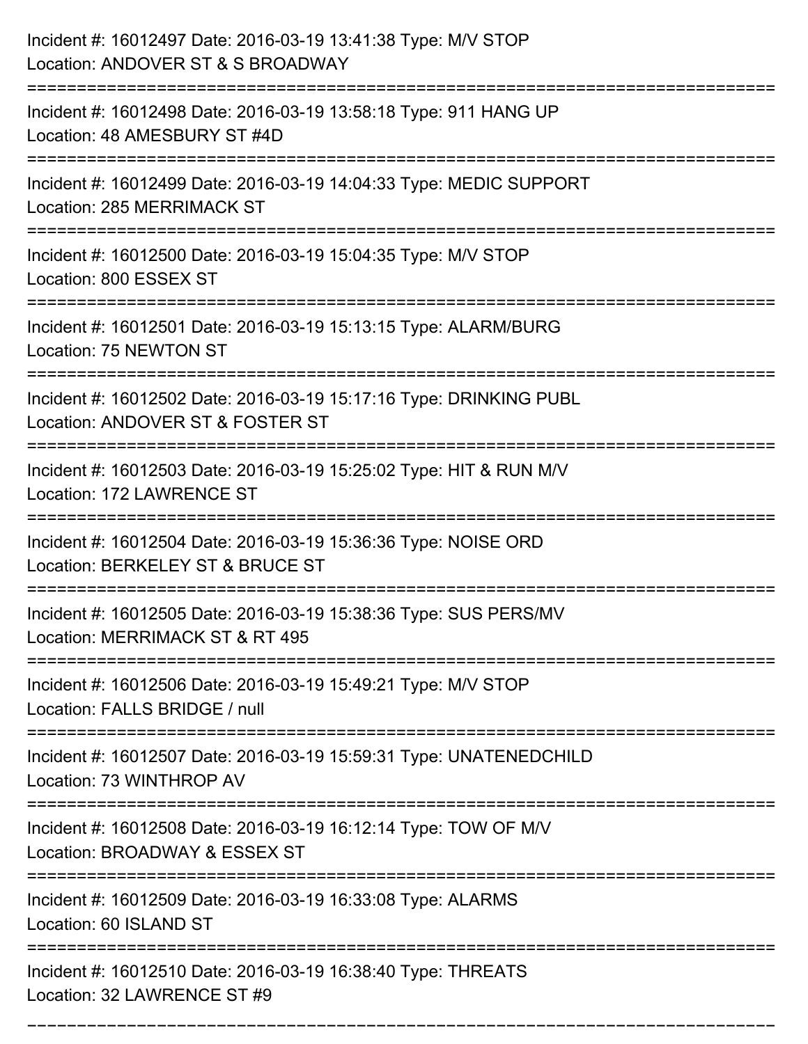Incident #: 16012497 Date: 2016-03-19 13:41:38 Type: M/V STOP
Location: ANDOVER ST & S BROADWAY

===========================================================================

Incident #: 16012498 Date: 2016-03-19 13:58:18 Type: 911 HANG UP
Location: 48 AMESBURY ST #4D

===========================================================================

Incident #: 16012499 Date: 2016-03-19 14:04:33 Type: MEDIC SUPPORT
Location: 285 MERRIMACK ST

===========================================================================

Incident #: 16012500 Date: 2016-03-19 15:04:35 Type: M/V STOP
Location: 800 ESSEX ST

===========================================================================

Incident #: 16012501 Date: 2016-03-19 15:13:15 Type: ALARM/BURG
Location: 75 NEWTON ST

===========================================================================

Incident #: 16012502 Date: 2016-03-19 15:17:16 Type: DRINKING PUBL
Location: ANDOVER ST & FOSTER ST

===========================================================================

Incident #: 16012503 Date: 2016-03-19 15:25:02 Type: HIT & RUN M/V
Location: 172 LAWRENCE ST

===========================================================================

Incident #: 16012504 Date: 2016-03-19 15:36:36 Type: NOISE ORD
Location: BERKELEY ST & BRUCE ST

===========================================================================

Incident #: 16012505 Date: 2016-03-19 15:38:36 Type: SUS PERS/MV
Location: MERRIMACK ST & RT 495

===========================================================================

Incident #: 16012506 Date: 2016-03-19 15:49:21 Type: M/V STOP
Location: FALLS BRIDGE / null

===========================================================================

Incident #: 16012507 Date: 2016-03-19 15:59:31 Type: UNATENEDCHILD
Location: 73 WINTHROP AV

===========================================================================

Incident #: 16012508 Date: 2016-03-19 16:12:14 Type: TOW OF M/V
Location: BROADWAY & ESSEX ST

===========================================================================

Incident #: 16012509 Date: 2016-03-19 16:33:08 Type: ALARMS
Location: 60 ISLAND ST

===========================================================================

Incident #: 16012510 Date: 2016-03-19 16:38:40 Type: THREATS
Location: 32 LAWRENCE ST #9

===========================================================================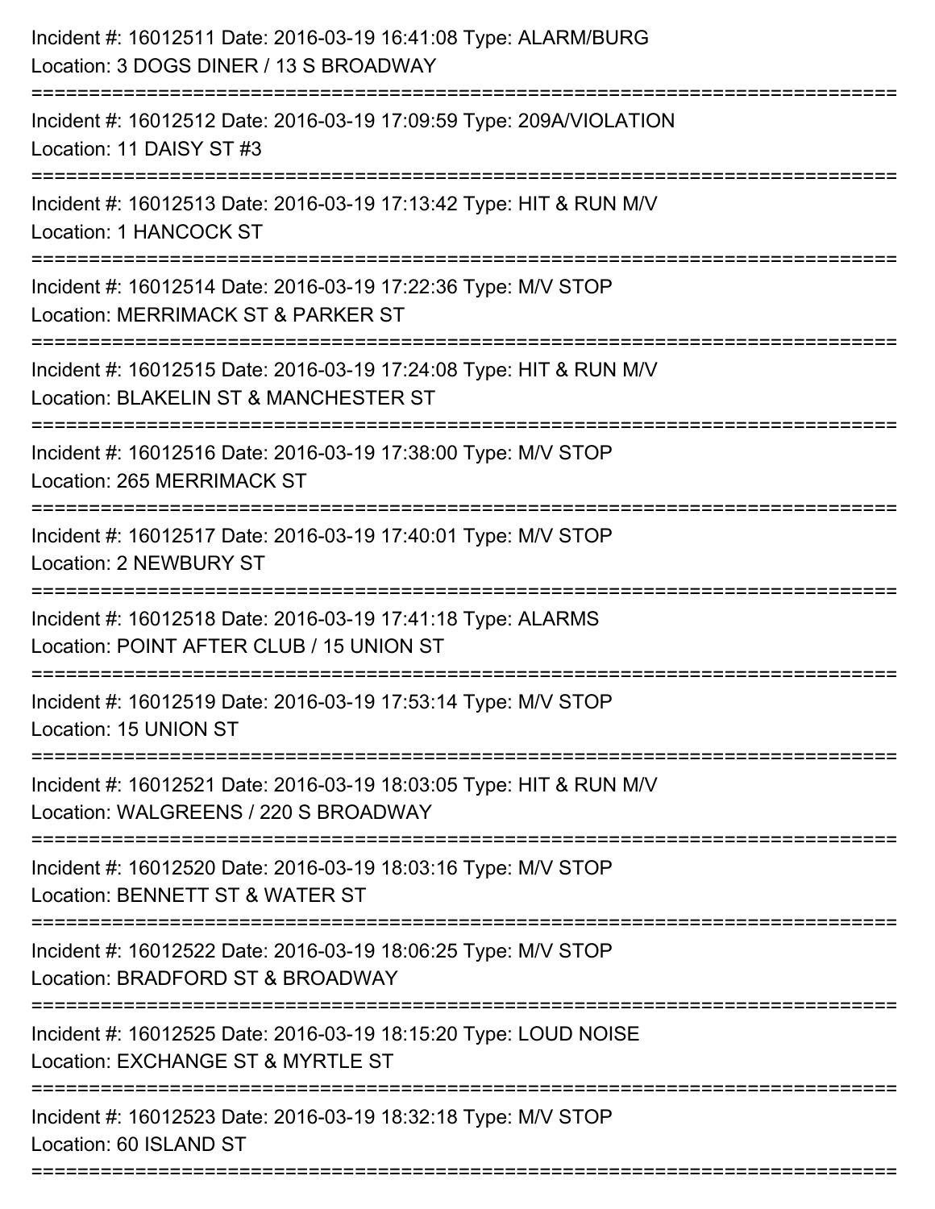Incident #: 16012511 Date: 2016-03-19 16:41:08 Type: ALARM/BURG
Location: 3 DOGS DINER / 13 S BROADWAY

===========================================================================

Incident #: 16012512 Date: 2016-03-19 17:09:59 Type: 209A/VIOLATION
Location: 11 DAISY ST #3

===========================================================================

Incident #: 16012513 Date: 2016-03-19 17:13:42 Type: HIT & RUN M/V
Location: 1 HANCOCK ST

===========================================================================

Incident #: 16012514 Date: 2016-03-19 17:22:36 Type: M/V STOP
Location: MERRIMACK ST & PARKER ST

===========================================================================

Incident #: 16012515 Date: 2016-03-19 17:24:08 Type: HIT & RUN M/V
Location: BLAKELIN ST & MANCHESTER ST

===========================================================================

Incident #: 16012516 Date: 2016-03-19 17:38:00 Type: M/V STOP
Location: 265 MERRIMACK ST

===========================================================================

Incident #: 16012517 Date: 2016-03-19 17:40:01 Type: M/V STOP
Location: 2 NEWBURY ST

===========================================================================

Incident #: 16012518 Date: 2016-03-19 17:41:18 Type: ALARMS
Location: POINT AFTER CLUB / 15 UNION ST

===========================================================================

Incident #: 16012519 Date: 2016-03-19 17:53:14 Type: M/V STOP
Location: 15 UNION ST

===========================================================================

Incident #: 16012521 Date: 2016-03-19 18:03:05 Type: HIT & RUN M/V
Location: WALGREENS / 220 S BROADWAY

===========================================================================

Incident #: 16012520 Date: 2016-03-19 18:03:16 Type: M/V STOP
Location: BENNETT ST & WATER ST

===========================================================================

Incident #: 16012522 Date: 2016-03-19 18:06:25 Type: M/V STOP
Location: BRADFORD ST & BROADWAY

===========================================================================

Incident #: 16012525 Date: 2016-03-19 18:15:20 Type: LOUD NOISE
Location: EXCHANGE ST & MYRTLE ST

===========================================================================

Incident #: 16012523 Date: 2016-03-19 18:32:18 Type: M/V STOP
Location: 60 ISLAND ST

===========================================================================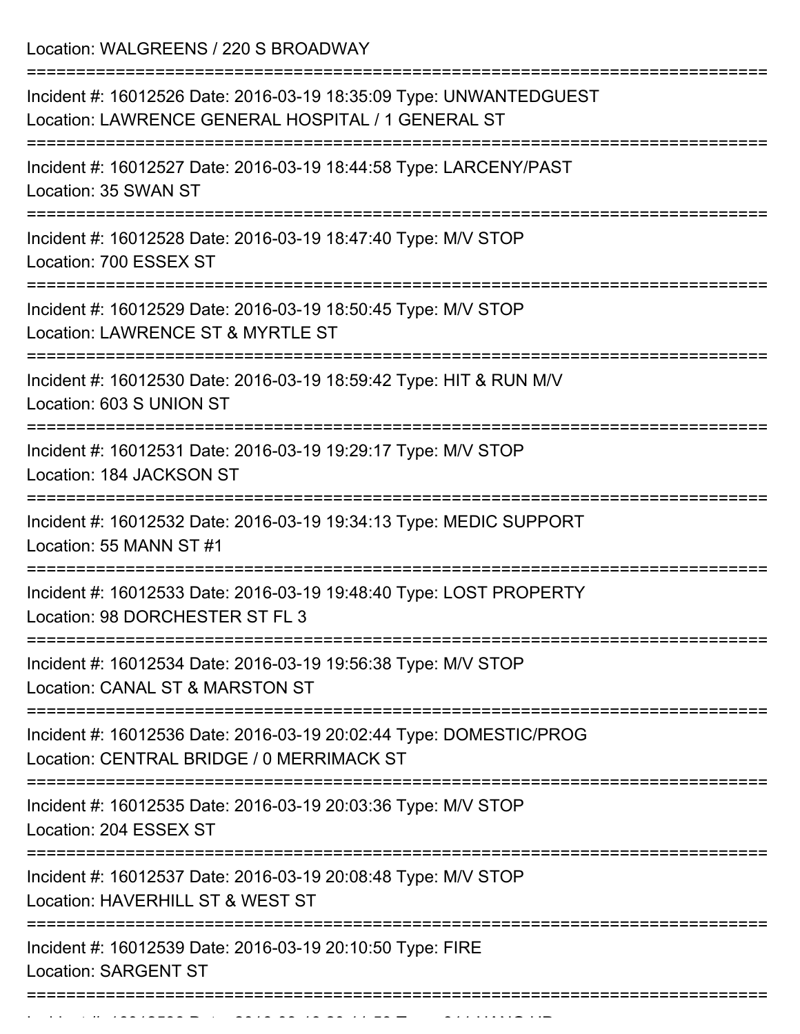Location: WALGREENS / 220 S BROADWAY

===========================================================================

Incident #: 16012526 Date: 2016-03-19 18:35:09 Type: UNWANTEDGUEST
Location: LAWRENCE GENERAL HOSPITAL / 1 GENERAL ST

===========================================================================

Incident #: 16012527 Date: 2016-03-19 18:44:58 Type: LARCENY/PAST
Location: 35 SWAN ST

===========================================================================

Incident #: 16012528 Date: 2016-03-19 18:47:40 Type: M/V STOP
Location: 700 ESSEX ST

===========================================================================

Incident #: 16012529 Date: 2016-03-19 18:50:45 Type: M/V STOP
Location: LAWRENCE ST & MYRTLE ST

===========================================================================

Incident #: 16012530 Date: 2016-03-19 18:59:42 Type: HIT & RUN M/V
Location: 603 S UNION ST

===========================================================================

Incident #: 16012531 Date: 2016-03-19 19:29:17 Type: M/V STOP
Location: 184 JACKSON ST

===========================================================================

Incident #: 16012532 Date: 2016-03-19 19:34:13 Type: MEDIC SUPPORT
Location: 55 MANN ST #1

===========================================================================

Incident #: 16012533 Date: 2016-03-19 19:48:40 Type: LOST PROPERTY
Location: 98 DORCHESTER ST FL 3

===========================================================================

Incident #: 16012534 Date: 2016-03-19 19:56:38 Type: M/V STOP
Location: CANAL ST & MARSTON ST

===========================================================================

Incident #: 16012536 Date: 2016-03-19 20:02:44 Type: DOMESTIC/PROG
Location: CENTRAL BRIDGE / 0 MERRIMACK ST

===========================================================================

Incident #: 16012535 Date: 2016-03-19 20:03:36 Type: M/V STOP
Location: 204 ESSEX ST

===========================================================================

Incident #: 16012537 Date: 2016-03-19 20:08:48 Type: M/V STOP
Location: HAVERHILL ST & WEST ST

===========================================================================

Incident #: 16012539 Date: 2016-03-19 20:10:50 Type: FIRE
Location: SARGENT ST

===========================================================================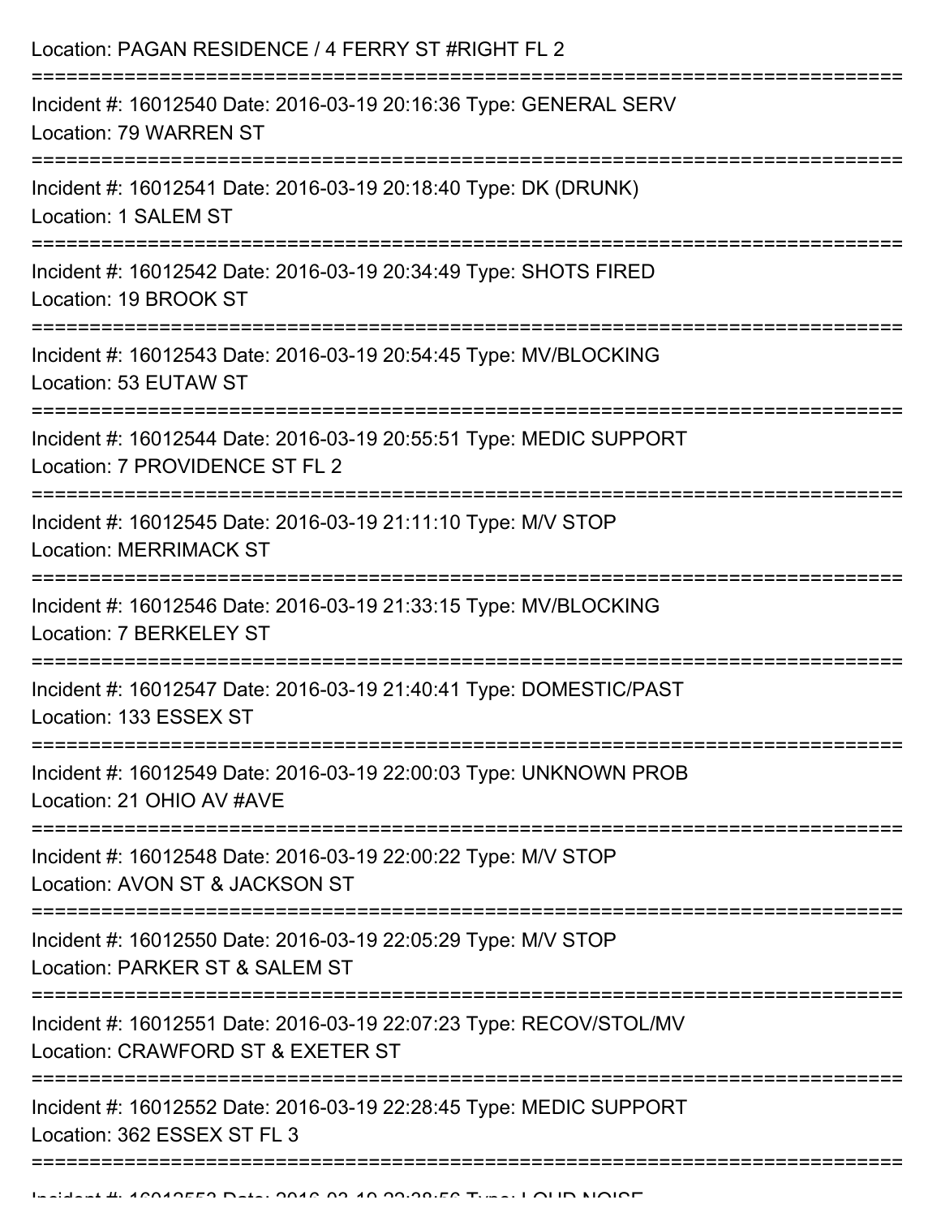Location: PAGAN RESIDENCE / 4 FERRY ST #RIGHT FL 2

===========================================================================

Incident #: 16012540 Date: 2016-03-19 20:16:36 Type: GENERAL SERV
Location: 79 WARREN ST

===========================================================================

Incident #: 16012541 Date: 2016-03-19 20:18:40 Type: DK (DRUNK)
Location: 1 SALEM ST

===========================================================================

Incident #: 16012542 Date: 2016-03-19 20:34:49 Type: SHOTS FIRED
Location: 19 BROOK ST

===========================================================================

Incident #: 16012543 Date: 2016-03-19 20:54:45 Type: MV/BLOCKING
Location: 53 EUTAW ST

===========================================================================

Incident #: 16012544 Date: 2016-03-19 20:55:51 Type: MEDIC SUPPORT
Location: 7 PROVIDENCE ST FL 2

===========================================================================

Incident #: 16012545 Date: 2016-03-19 21:11:10 Type: M/V STOP
Location: MERRIMACK ST

===========================================================================

Incident #: 16012546 Date: 2016-03-19 21:33:15 Type: MV/BLOCKING
Location: 7 BERKELEY ST

===========================================================================

Incident #: 16012547 Date: 2016-03-19 21:40:41 Type: DOMESTIC/PAST
Location: 133 ESSEX ST

===========================================================================

Incident #: 16012549 Date: 2016-03-19 22:00:03 Type: UNKNOWN PROB
Location: 21 OHIO AV #AVE

===========================================================================

Incident #: 16012548 Date: 2016-03-19 22:00:22 Type: M/V STOP
Location: AVON ST & JACKSON ST

===========================================================================

Incident #: 16012550 Date: 2016-03-19 22:05:29 Type: M/V STOP
Location: PARKER ST & SALEM ST

===========================================================================

Incident #: 16012551 Date: 2016-03-19 22:07:23 Type: RECOV/STOL/MV
Location: CRAWFORD ST & EXETER ST

===========================================================================

Incident #: 16012552 Date: 2016-03-19 22:28:45 Type: MEDIC SUPPORT
Location: 362 ESSEX ST FL 3

===========================================================================

Incident #: 16012553 Date: 2016-03-19 22:38:56 Type: LOUD NOISE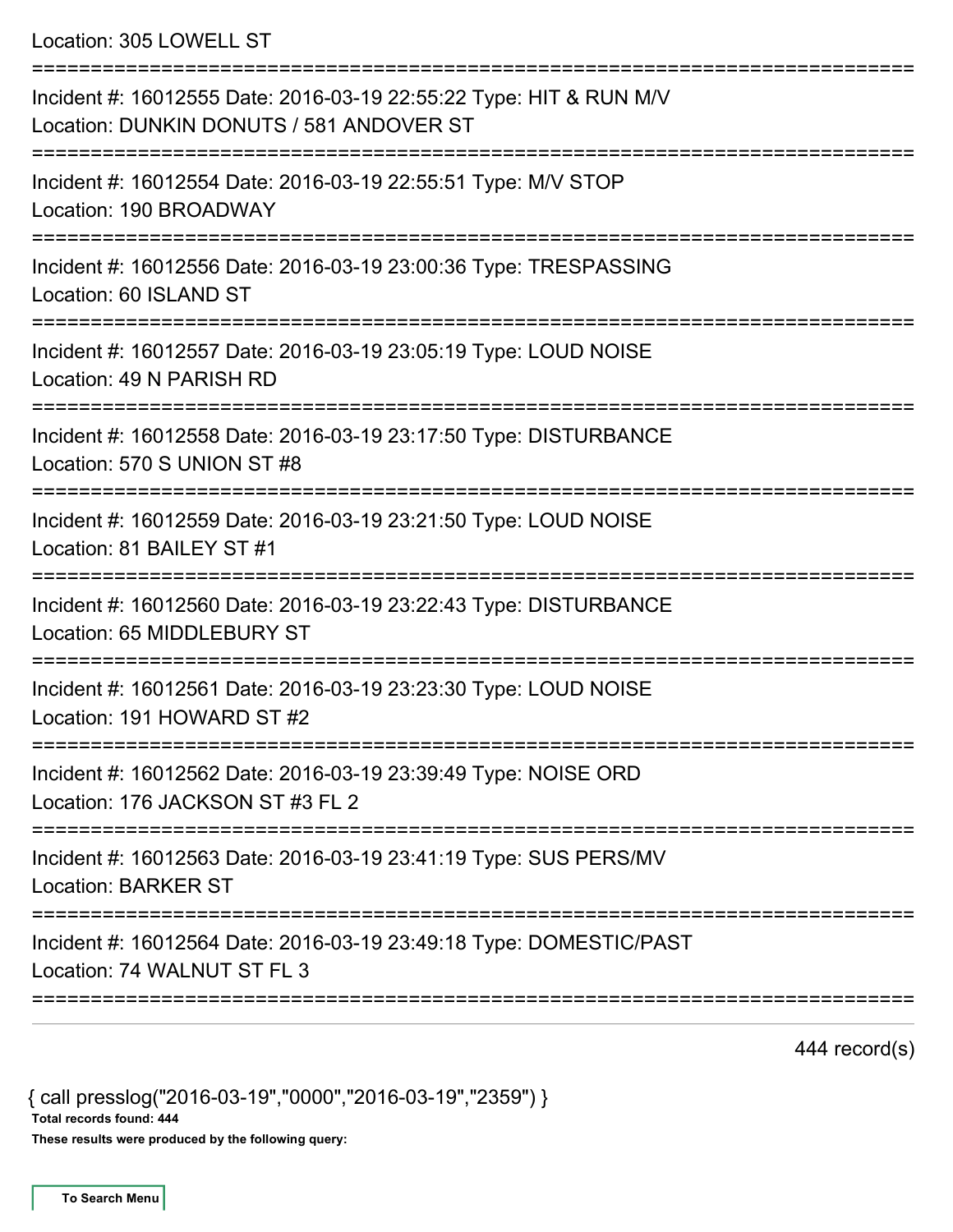Location: 305 LOWELL ST

===========================================================================

Incident #: 16012555 Date: 2016-03-19 22:55:22 Type: HIT & RUN M/V
Location: DUNKIN DONUTS / 581 ANDOVER ST

===========================================================================

Incident #: 16012554 Date: 2016-03-19 22:55:51 Type: M/V STOP
Location: 190 BROADWAY

===========================================================================

Incident #: 16012556 Date: 2016-03-19 23:00:36 Type: TRESPASSING
Location: 60 ISLAND ST

===========================================================================

Incident #: 16012557 Date: 2016-03-19 23:05:19 Type: LOUD NOISE
Location: 49 N PARISH RD

===========================================================================

Incident #: 16012558 Date: 2016-03-19 23:17:50 Type: DISTURBANCE
Location: 570 S UNION ST #8

===========================================================================

Incident #: 16012559 Date: 2016-03-19 23:21:50 Type: LOUD NOISE
Location: 81 BAILEY ST #1

===========================================================================

Incident #: 16012560 Date: 2016-03-19 23:22:43 Type: DISTURBANCE
Location: 65 MIDDLEBURY ST

===========================================================================

Incident #: 16012561 Date: 2016-03-19 23:23:30 Type: LOUD NOISE
Location: 191 HOWARD ST #2

===========================================================================

Incident #: 16012562 Date: 2016-03-19 23:39:49 Type: NOISE ORD
Location: 176 JACKSON ST #3 FL 2

===========================================================================

Incident #: 16012563 Date: 2016-03-19 23:41:19 Type: SUS PERS/MV
Location: BARKER ST

===========================================================================

Incident #: 16012564 Date: 2016-03-19 23:49:18 Type: DOMESTIC/PAST
Location: 74 WALNUT ST FL 3

===========================================================================

444 record(s)

{ call presslog("2016-03-19","0000","2016-03-19","2359") }

**Total records found: 444**

**These results were produced by the following query:**

**To Search Menu**